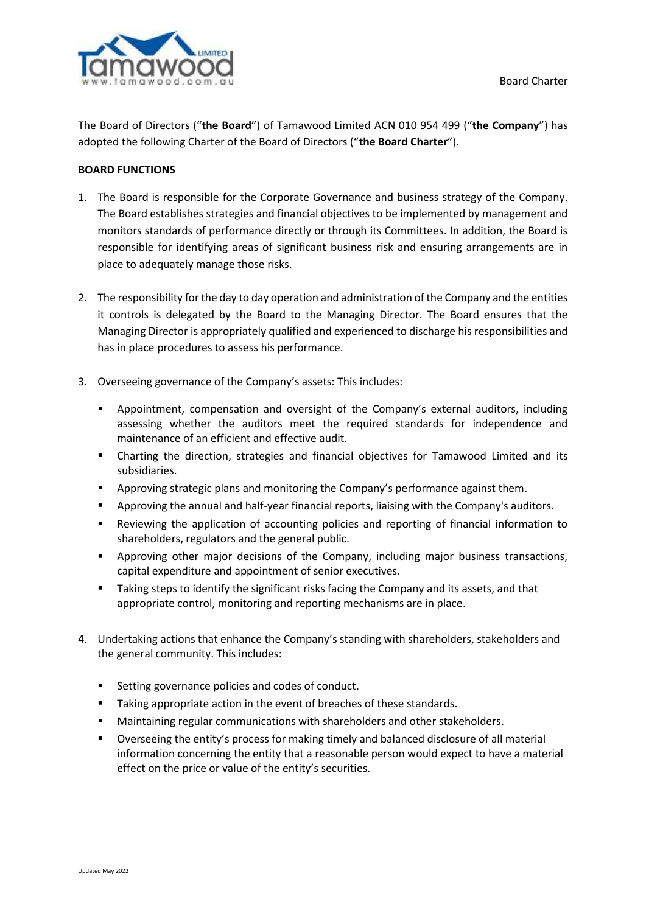The Board of Directors ("**the Board**") of Tamawood Limited ACN 010 954 499 ("**the Company**") has adopted the following Charter of the Board of Directors ("**the Board Charter**").

**BOARD FUNCTIONS**

1. The Board is responsible for the Corporate Governance and business strategy of the Company. The Board establishes strategies and financial objectives to be implemented by management and monitors standards of performance directly or through its Committees. In addition, the Board is responsible for identifying areas of significant business risk and ensuring arrangements are in place to adequately manage those risks.

2. The responsibility for the day to day operation and administration of the Company and the entities it controls is delegated by the Board to the Managing Director. The Board ensures that the Managing Director is appropriately qualified and experienced to discharge his responsibilities and has in place procedures to assess his performance.

3. Overseeing governance of the Company's assets: This includes:

   - Appointment, compensation and oversight of the Company's external auditors, including assessing whether the auditors meet the required standards for independence and maintenance of an efficient and effective audit.
   - Charting the direction, strategies and financial objectives for Tamawood Limited and its subsidiaries.
   - Approving strategic plans and monitoring the Company's performance against them.
   - Approving the annual and half-year financial reports, liaising with the Company's auditors.
   - Reviewing the application of accounting policies and reporting of financial information to shareholders, regulators and the general public.
   - Approving other major decisions of the Company, including major business transactions, capital expenditure and appointment of senior executives.
   - Taking steps to identify the significant risks facing the Company and its assets, and that appropriate control, monitoring and reporting mechanisms are in place.

4. Undertaking actions that enhance the Company's standing with shareholders, stakeholders and the general community. This includes:

   - Setting governance policies and codes of conduct.
   - Taking appropriate action in the event of breaches of these standards.
   - Maintaining regular communications with shareholders and other stakeholders.
   - Overseeing the entity's process for making timely and balanced disclosure of all material information concerning the entity that a reasonable person would expect to have a material effect on the price or value of the entity's securities.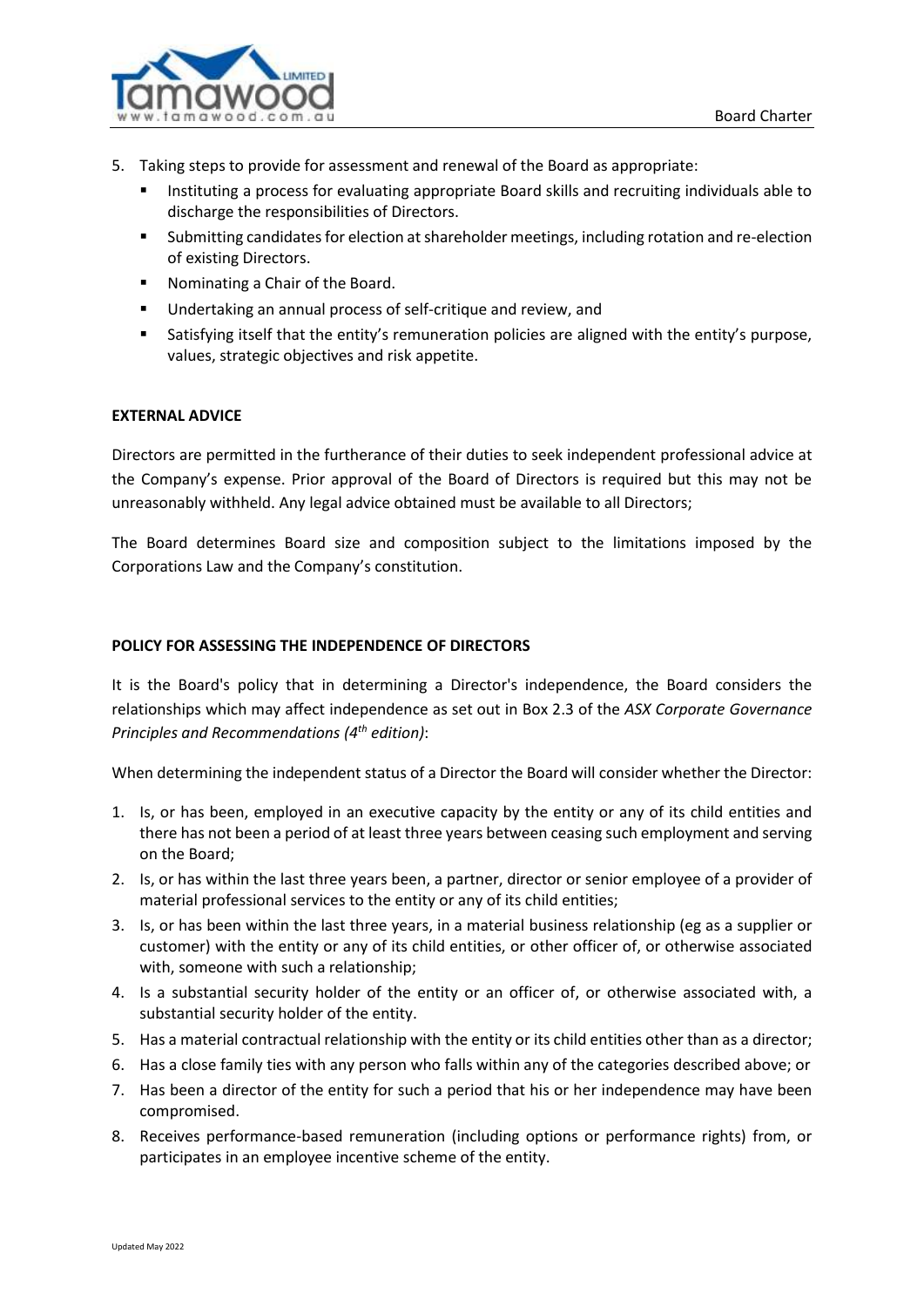5. Taking steps to provide for assessment and renewal of the Board as appropriate:
   - Instituting a process for evaluating appropriate Board skills and recruiting individuals able to discharge the responsibilities of Directors.
   - Submitting candidates for election at shareholder meetings, including rotation and re-election of existing Directors.
   - Nominating a Chair of the Board.
   - Undertaking an annual process of self-critique and review, and
   - Satisfying itself that the entity's remuneration policies are aligned with the entity's purpose, values, strategic objectives and risk appetite.

**EXTERNAL ADVICE**

Directors are permitted in the furtherance of their duties to seek independent professional advice at the Company's expense. Prior approval of the Board of Directors is required but this may not be unreasonably withheld. Any legal advice obtained must be available to all Directors;

The Board determines Board size and composition subject to the limitations imposed by the Corporations Law and the Company's constitution.

**POLICY FOR ASSESSING THE INDEPENDENCE OF DIRECTORS**

It is the Board's policy that in determining a Director's independence, the Board considers the relationships which may affect independence as set out in Box 2.3 of the *ASX Corporate Governance Principles and Recommendations (4th edition)*:

When determining the independent status of a Director the Board will consider whether the Director:

1. Is, or has been, employed in an executive capacity by the entity or any of its child entities and there has not been a period of at least three years between ceasing such employment and serving on the Board;
2. Is, or has within the last three years been, a partner, director or senior employee of a provider of material professional services to the entity or any of its child entities;
3. Is, or has been within the last three years, in a material business relationship (eg as a supplier or customer) with the entity or any of its child entities, or other officer of, or otherwise associated with, someone with such a relationship;
4. Is a substantial security holder of the entity or an officer of, or otherwise associated with, a substantial security holder of the entity.
5. Has a material contractual relationship with the entity or its child entities other than as a director;
6. Has a close family ties with any person who falls within any of the categories described above; or
7. Has been a director of the entity for such a period that his or her independence may have been compromised.
8. Receives performance-based remuneration (including options or performance rights) from, or participates in an employee incentive scheme of the entity.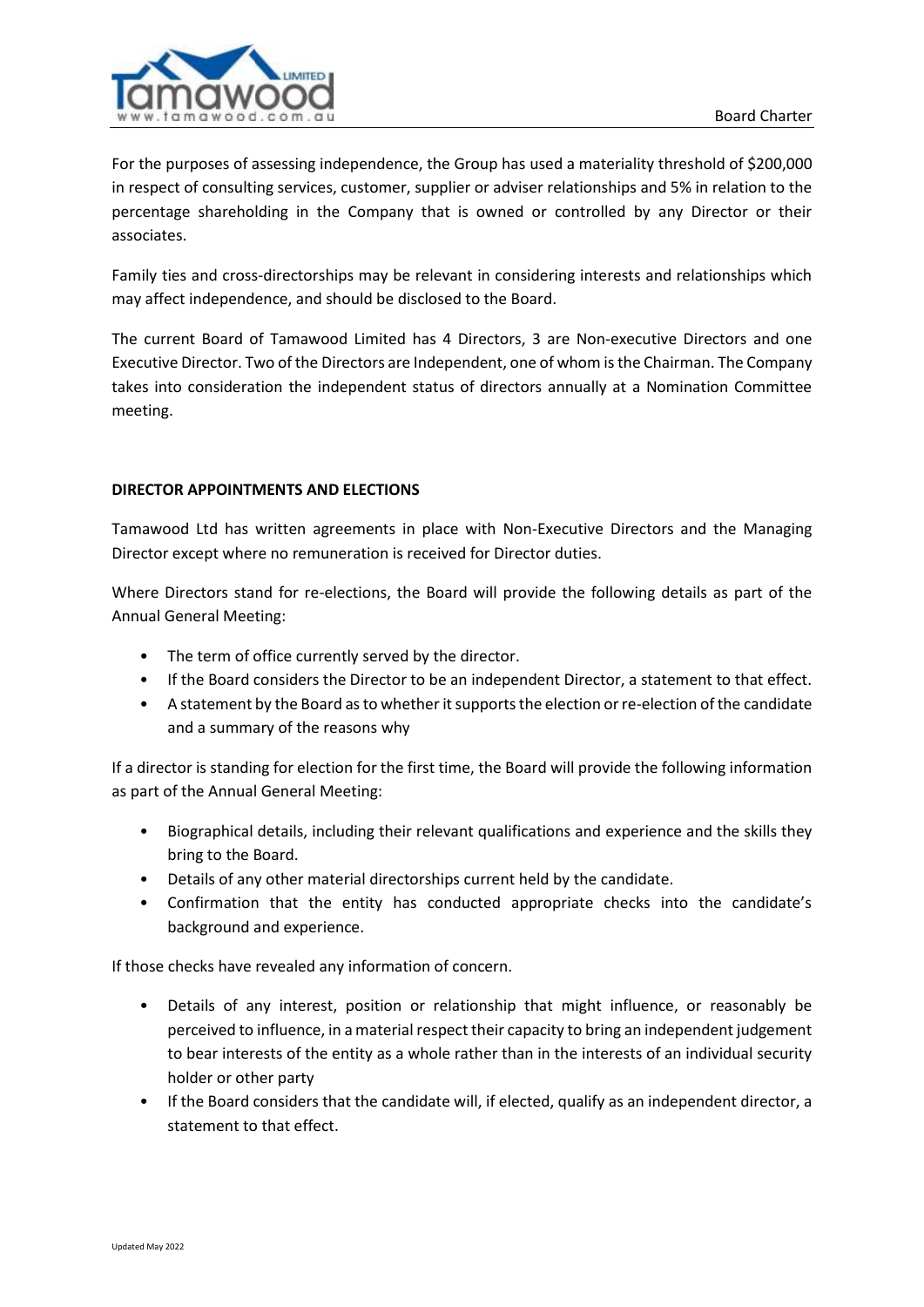For the purposes of assessing independence, the Group has used a materiality threshold of $200,000 in respect of consulting services, customer, supplier or adviser relationships and 5% in relation to the percentage shareholding in the Company that is owned or controlled by any Director or their associates.

Family ties and cross-directorships may be relevant in considering interests and relationships which may affect independence, and should be disclosed to the Board.

The current Board of Tamawood Limited has 4 Directors, 3 are Non-executive Directors and one Executive Director. Two of the Directors are Independent, one of whom is the Chairman. The Company takes into consideration the independent status of directors annually at a Nomination Committee meeting.

**DIRECTOR APPOINTMENTS AND ELECTIONS**

Tamawood Ltd has written agreements in place with Non-Executive Directors and the Managing Director except where no remuneration is received for Director duties.

Where Directors stand for re-elections, the Board will provide the following details as part of the Annual General Meeting:

- The term of office currently served by the director.
- If the Board considers the Director to be an independent Director, a statement to that effect.
- A statement by the Board as to whether it supports the election or re-election of the candidate and a summary of the reasons why

If a director is standing for election for the first time, the Board will provide the following information as part of the Annual General Meeting:

- Biographical details, including their relevant qualifications and experience and the skills they bring to the Board.
- Details of any other material directorships current held by the candidate.
- Confirmation that the entity has conducted appropriate checks into the candidate's background and experience.

If those checks have revealed any information of concern.

- Details of any interest, position or relationship that might influence, or reasonably be perceived to influence, in a material respect their capacity to bring an independent judgement to bear interests of the entity as a whole rather than in the interests of an individual security holder or other party
- If the Board considers that the candidate will, if elected, qualify as an independent director, a statement to that effect.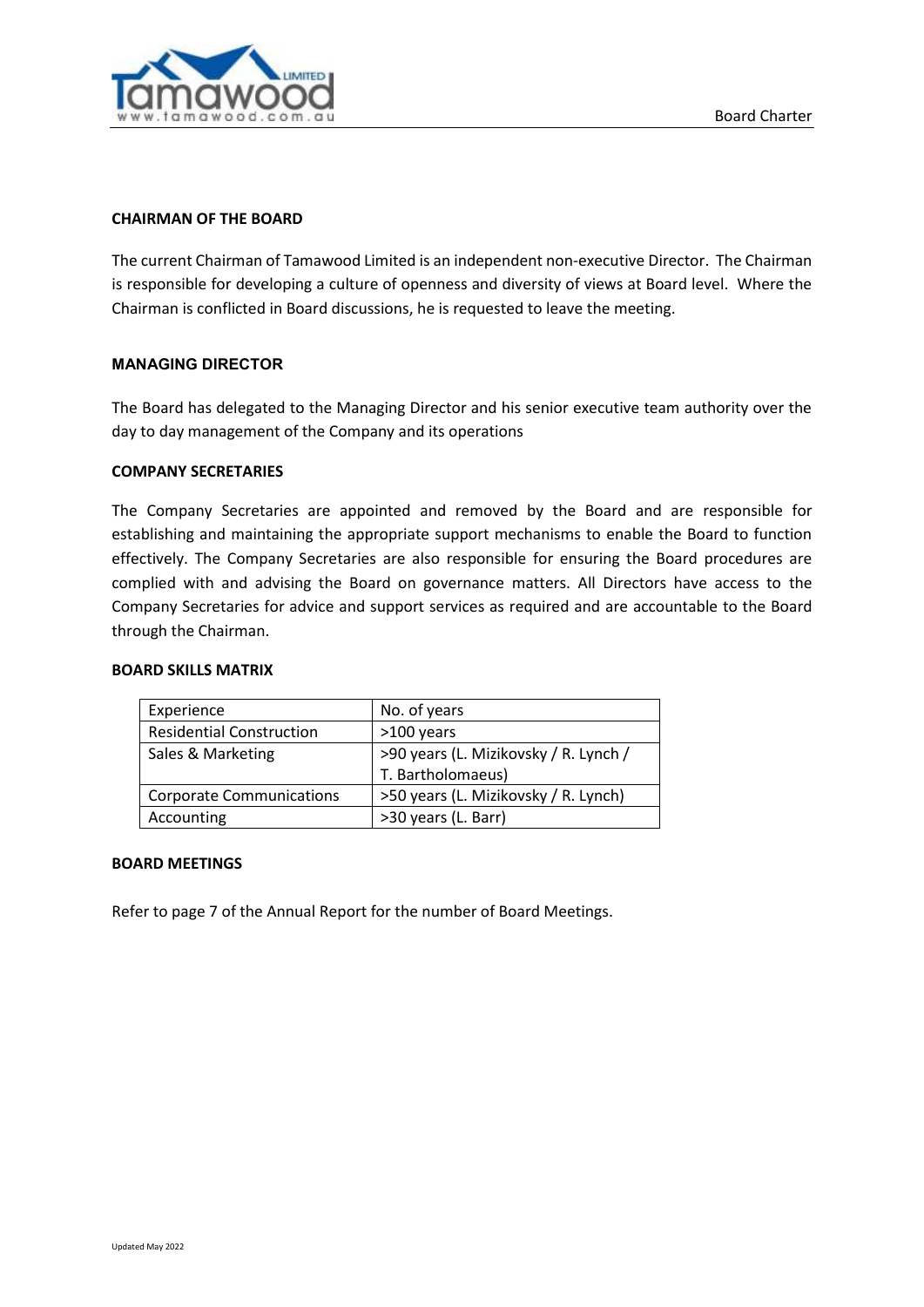## CHAIRMAN OF THE BOARD

The current Chairman of Tamawood Limited is an independent non-executive Director. The Chairman is responsible for developing a culture of openness and diversity of views at Board level. Where the Chairman is conflicted in Board discussions, he is requested to leave the meeting.

## MANAGING DIRECTOR

The Board has delegated to the Managing Director and his senior executive team authority over the day to day management of the Company and its operations

## COMPANY SECRETARIES

The Company Secretaries are appointed and removed by the Board and are responsible for establishing and maintaining the appropriate support mechanisms to enable the Board to function effectively. The Company Secretaries are also responsible for ensuring the Board procedures are complied with and advising the Board on governance matters. All Directors have access to the Company Secretaries for advice and support services as required and are accountable to the Board through the Chairman.

## BOARD SKILLS MATRIX

| Experience | No. of years |
| --- | --- |
| Residential Construction | >100 years |
| Sales & Marketing | >90 years (L. Mizikovsky / R. Lynch / T. Bartholomaeus) |
| Corporate Communications | >50 years (L. Mizikovsky / R. Lynch) |
| Accounting | >30 years (L. Barr) |

## BOARD MEETINGS

Refer to page 7 of the Annual Report for the number of Board Meetings.